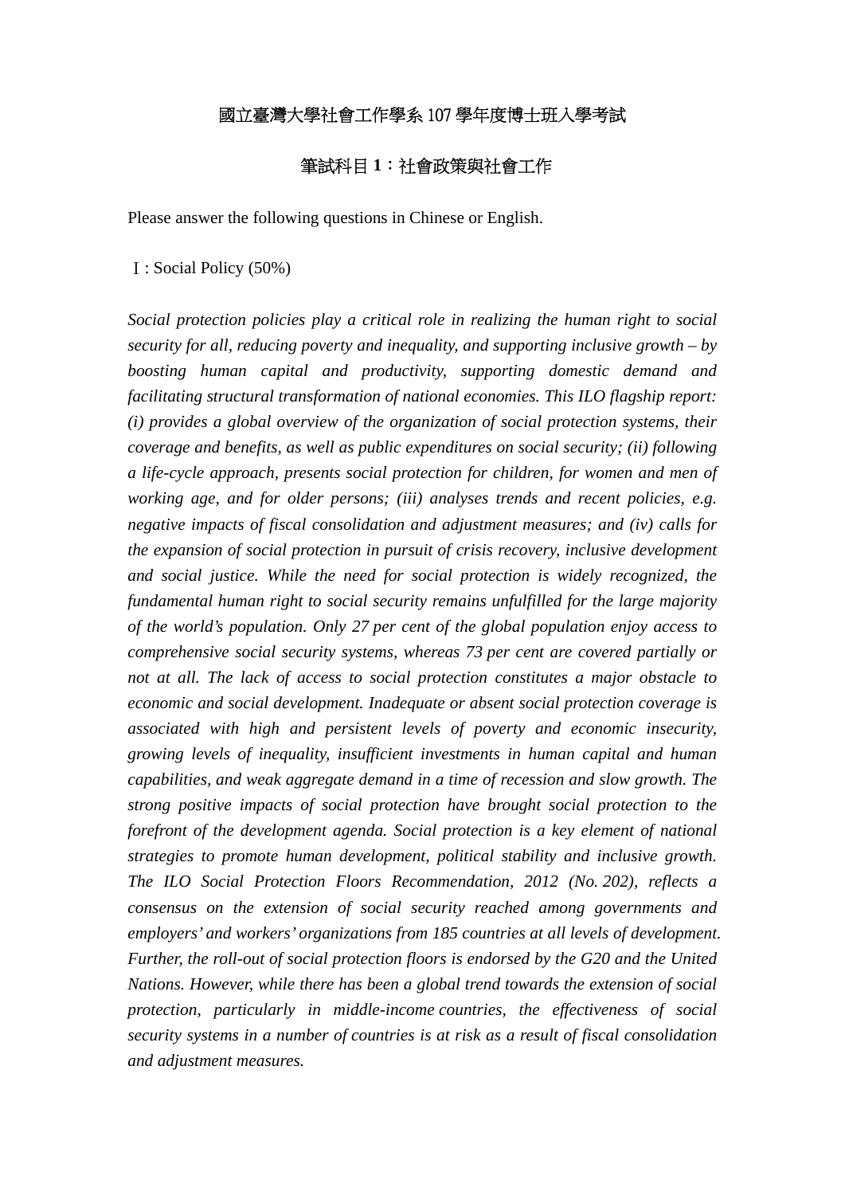# 國立臺灣大學社會工作學系 107 學年度博士班入學考試

## 筆試科目 **1**：社會政策與社會工作

Please answer the following questions in Chinese or English.

Ⅰ: Social Policy (50%)

*Social protection policies play a critical role in realizing the human right to social security for all, reducing poverty and inequality, and supporting inclusive growth – by boosting human capital and productivity, supporting domestic demand and facilitating structural transformation of national economies. This ILO flagship report: (i) provides a global overview of the organization of social protection systems, their coverage and benefits, as well as public expenditures on social security; (ii) following a life-cycle approach, presents social protection for children, for women and men of working age, and for older persons; (iii) analyses trends and recent policies, e.g. negative impacts of fiscal consolidation and adjustment measures; and (iv) calls for the expansion of social protection in pursuit of crisis recovery, inclusive development and social justice. While the need for social protection is widely recognized, the fundamental human right to social security remains unfulfilled for the large majority of the world's population. Only 27 per cent of the global population enjoy access to comprehensive social security systems, whereas 73 per cent are covered partially or not at all. The lack of access to social protection constitutes a major obstacle to economic and social development. Inadequate or absent social protection coverage is associated with high and persistent levels of poverty and economic insecurity, growing levels of inequality, insufficient investments in human capital and human capabilities, and weak aggregate demand in a time of recession and slow growth. The strong positive impacts of social protection have brought social protection to the forefront of the development agenda. Social protection is a key element of national strategies to promote human development, political stability and inclusive growth. The ILO Social Protection Floors Recommendation, 2012 (No. 202), reflects a consensus on the extension of social security reached among governments and employers' and workers' organizations from 185 countries at all levels of development. Further, the roll-out of social protection floors is endorsed by the G20 and the United Nations. However, while there has been a global trend towards the extension of social protection, particularly in middle-income countries, the effectiveness of social security systems in a number of countries is at risk as a result of fiscal consolidation and adjustment measures.*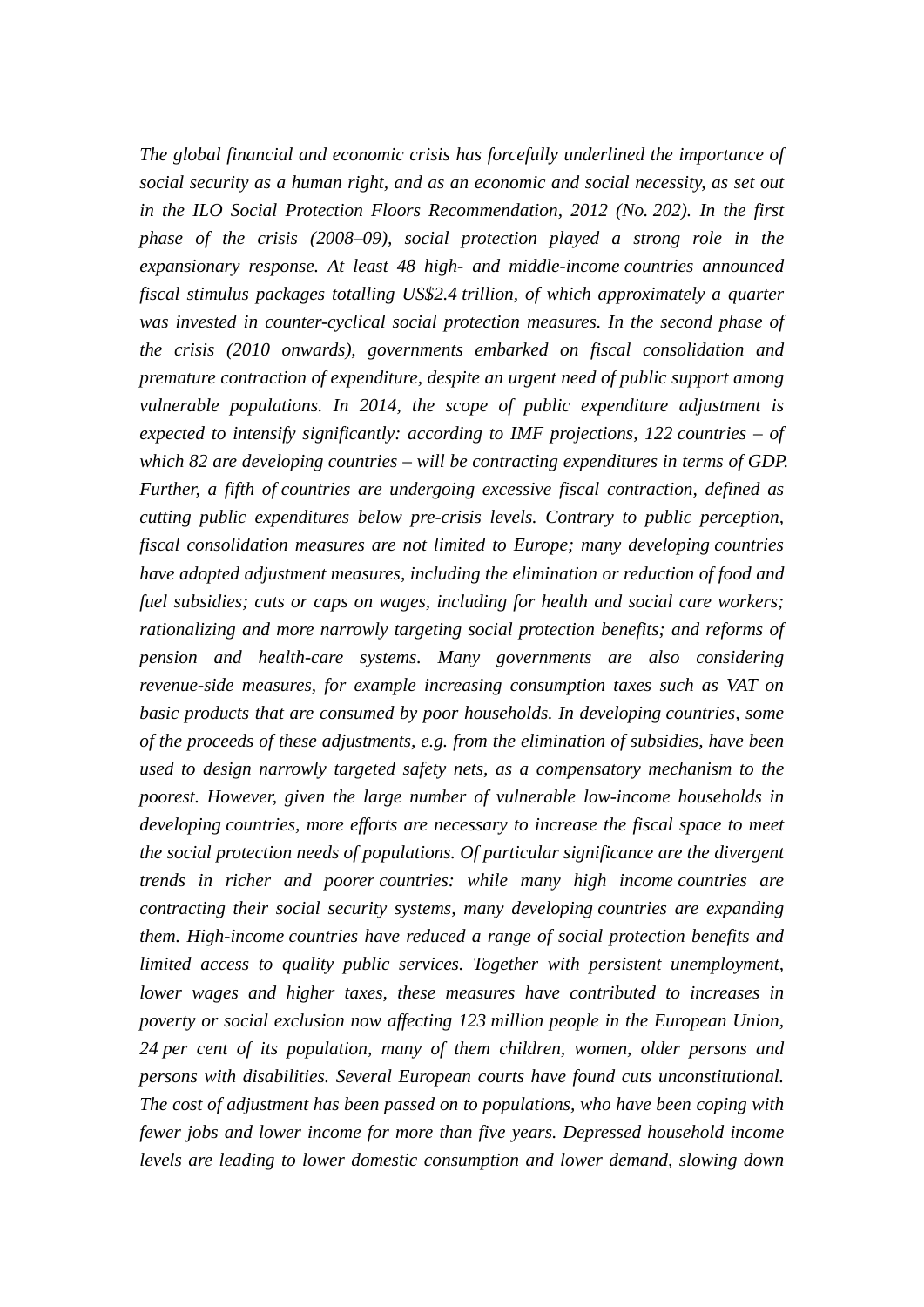*The global financial and economic crisis has forcefully underlined the importance of social security as a human right, and as an economic and social necessity, as set out in the ILO Social Protection Floors Recommendation, 2012 (No. 202). In the first phase of the crisis (2008–09), social protection played a strong role in the expansionary response. At least 48 high- and middle-income countries announced fiscal stimulus packages totalling US$2.4 trillion, of which approximately a quarter was invested in counter-cyclical social protection measures. In the second phase of the crisis (2010 onwards), governments embarked on fiscal consolidation and premature contraction of expenditure, despite an urgent need of public support among vulnerable populations. In 2014, the scope of public expenditure adjustment is expected to intensify significantly: according to IMF projections, 122 countries – of which 82 are developing countries – will be contracting expenditures in terms of GDP. Further, a fifth of countries are undergoing excessive fiscal contraction, defined as cutting public expenditures below pre-crisis levels. Contrary to public perception, fiscal consolidation measures are not limited to Europe; many developing countries have adopted adjustment measures, including the elimination or reduction of food and fuel subsidies; cuts or caps on wages, including for health and social care workers; rationalizing and more narrowly targeting social protection benefits; and reforms of pension and health-care systems. Many governments are also considering revenue-side measures, for example increasing consumption taxes such as VAT on basic products that are consumed by poor households. In developing countries, some of the proceeds of these adjustments, e.g. from the elimination of subsidies, have been used to design narrowly targeted safety nets, as a compensatory mechanism to the poorest. However, given the large number of vulnerable low-income households in developing countries, more efforts are necessary to increase the fiscal space to meet the social protection needs of populations. Of particular significance are the divergent trends in richer and poorer countries: while many high income countries are contracting their social security systems, many developing countries are expanding them. High-income countries have reduced a range of social protection benefits and limited access to quality public services. Together with persistent unemployment, lower wages and higher taxes, these measures have contributed to increases in poverty or social exclusion now affecting 123 million people in the European Union, 24 per cent of its population, many of them children, women, older persons and persons with disabilities. Several European courts have found cuts unconstitutional. The cost of adjustment has been passed on to populations, who have been coping with fewer jobs and lower income for more than five years. Depressed household income levels are leading to lower domestic consumption and lower demand, slowing down*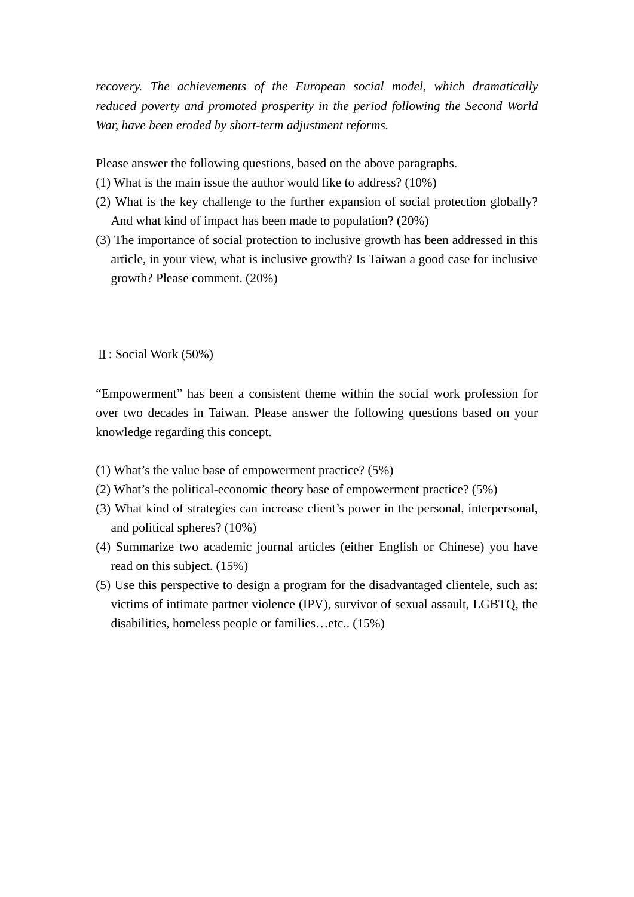*recovery. The achievements of the European social model, which dramatically reduced poverty and promoted prosperity in the period following the Second World War, have been eroded by short-term adjustment reforms.*

Please answer the following questions, based on the above paragraphs.

(1) What is the main issue the author would like to address? (10%)

(2) What is the key challenge to the further expansion of social protection globally? And what kind of impact has been made to population? (20%)

(3) The importance of social protection to inclusive growth has been addressed in this article, in your view, what is inclusive growth? Is Taiwan a good case for inclusive growth? Please comment. (20%)

## Ⅱ: Social Work (50%)

"Empowerment" has been a consistent theme within the social work profession for over two decades in Taiwan. Please answer the following questions based on your knowledge regarding this concept.

(1) What's the value base of empowerment practice? (5%)

(2) What's the political-economic theory base of empowerment practice? (5%)

(3) What kind of strategies can increase client's power in the personal, interpersonal, and political spheres? (10%)

(4) Summarize two academic journal articles (either English or Chinese) you have read on this subject. (15%)

(5) Use this perspective to design a program for the disadvantaged clientele, such as: victims of intimate partner violence (IPV), survivor of sexual assault, LGBTQ, the disabilities, homeless people or families…etc.. (15%)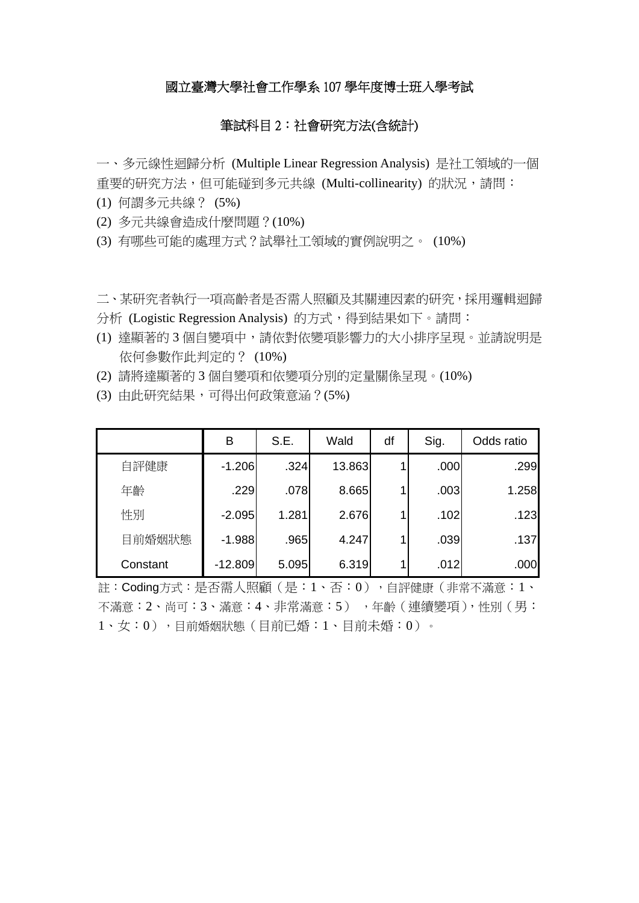# 國立臺灣大學社會工作學系 107 學年度博士班入學考試

## 筆試科目 2：社會研究方法(含統計)

一、多元線性迴歸分析 (Multiple Linear Regression Analysis) 是社工領域的一個重要的研究方法，但可能碰到多元共線 (Multi-collinearity) 的狀況，請問：

(1) 何謂多元共線？ (5%)

(2) 多元共線會造成什麼問題？(10%)

(3) 有哪些可能的處理方式？試舉社工領域的實例說明之。 (10%)

二、某研究者執行一項高齡者是否需人照顧及其關連因素的研究，採用邏輯迴歸分析 (Logistic Regression Analysis) 的方式，得到結果如下。請問：

(1) 達顯著的 3 個自變項中，請依對依變項影響力的大小排序呈現。並請說明是依何參數作此判定的？ (10%)

(2) 請將達顯著的 3 個自變項和依變項分別的定量關係呈現。(10%)

(3) 由此研究結果，可得出何政策意涵？(5%)

| | B | S.E. | Wald | df | Sig. | Odds ratio |
|---|---|---|---|---|---|---|
| 自評健康 | -1.206 | .324 | 13.863 | 1 | .000 | .299 |
| 年齡 | .229 | .078 | 8.665 | 1 | .003 | 1.258 |
| 性別 | -2.095 | 1.281 | 2.676 | 1 | .102 | .123 |
| 目前婚姻狀態 | -1.988 | .965 | 4.247 | 1 | .039 | .137 |
| Constant | -12.809 | 5.095 | 6.319 | 1 | .012 | .000 |

註：Coding方式：是否需人照顧（是：1、否：0），自評健康（非常不滿意：1、不滿意：2、尚可：3、滿意：4、非常滿意：5） ，年齡（連續變項)，性別（男：1、女：0），目前婚姻狀態（目前已婚：1、目前未婚：0）。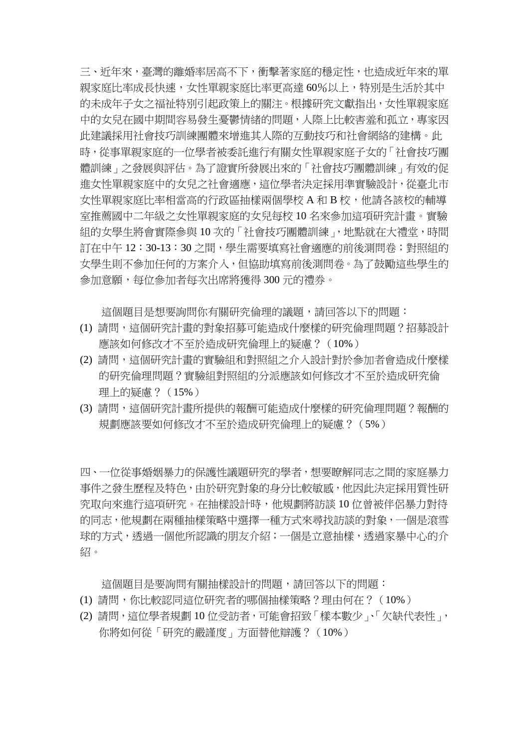三、近年來，臺灣的離婚率居高不下，衝擊著家庭的穩定性，也造成近年來的單親家庭比率成長快速，女性單親家庭比率更高達 60%以上，特別是生活於其中的未成年子女之福祉特別引起政策上的關注。根據研究文獻指出，女性單親家庭中的女兒在國中期間容易發生憂鬱情緒的問題，人際上比較害羞和孤立，專家因此建議採用社會技巧訓練團體來增進其人際的互動技巧和社會網絡的建構。此時，從事單親家庭的一位學者被委託進行有關女性單親家庭子女的「社會技巧團體訓練」之發展與評估。為了證實所發展出來的「社會技巧團體訓練」有效的促進女性單親家庭中的女兒之社會適應，這位學者決定採用準實驗設計，從臺北市女性單親家庭比率相當高的行政區抽樣兩個學校 A 和 B 校，他請各該校的輔導室推薦國中二年級之女性單親家庭的女兒每校 10 名來參加這項研究計畫。實驗組的女學生將會實際參與 10 次的「社會技巧團體訓練」，地點就在大禮堂，時間訂在中午 12：30-13：30 之間，學生需要填寫社會適應的前後測問卷；對照組的女學生則不參加任何的方案介入，但協助填寫前後測問卷。為了鼓勵這些學生的參加意願，每位參加者每次出席將獲得 300 元的禮券。

這個題目是想要詢問你有關研究倫理的議題，請回答以下的問題：

(1) 請問，這個研究計畫的對象招募可能造成什麼樣的研究倫理問題？招募設計應該如何修改才不至於造成研究倫理上的疑慮？（10%）
(2) 請問，這個研究計畫的實驗組和對照組之介入設計對於參加者會造成什麼樣的研究倫理問題？實驗組對照組的分派應該如何修改才不至於造成研究倫理上的疑慮？（15%）
(3) 請問，這個研究計畫所提供的報酬可能造成什麼樣的研究倫理問題？報酬的規劃應該要如何修改才不至於造成研究倫理上的疑慮？（5%）

四、一位從事婚姻暴力的保護性議題研究的學者，想要瞭解同志之間的家庭暴力事件之發生歷程及特色，由於研究對象的身分比較敏感，他因此決定採用質性研究取向來進行這項研究。在抽樣設計時，他規劃將訪談 10 位曾被伴侶暴力對待的同志，他規劃在兩種抽樣策略中選擇一種方式來尋找訪談的對象，一個是滾雪球的方式，透過一個他所認識的朋友介紹；一個是立意抽樣，透過家暴中心的介紹。

這個題目是要詢問有關抽樣設計的問題，請回答以下的問題：

(1) 請問，你比較認同這位研究者的哪個抽樣策略？理由何在？（10%）
(2) 請問，這位學者規劃 10 位受訪者，可能會招致「樣本數少」、「欠缺代表性」，你將如何從「研究的嚴謹度」方面替他辯護？（10%）